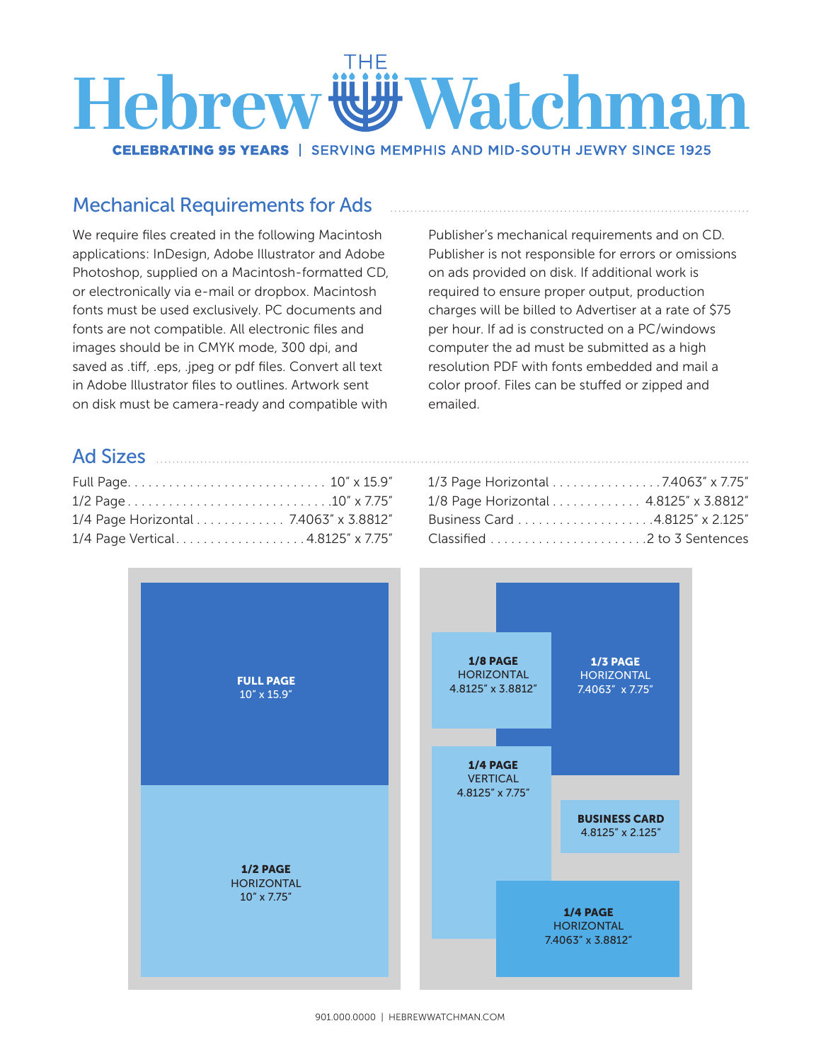# THE Hebrew Watchman

**CELEBRATING 95 YEARS** | SERVING MEMPHIS AND MID-SOUTH JEWRY SINCE 1925

## Mechanical Requirements for Ads

We require files created in the following Macintosh applications: InDesign, Adobe Illustrator and Adobe Photoshop, supplied on a Macintosh-formatted CD, or electronically via e-mail or dropbox. Macintosh fonts must be used exclusively. PC documents and fonts are not compatible. All electronic files and images should be in CMYK mode, 300 dpi, and saved as .tiff, .eps, .jpeg or pdf files. Convert all text in Adobe Illustrator files to outlines. Artwork sent on disk must be camera-ready and compatible with Publisher's mechanical requirements and on CD. Publisher is not responsible for errors or omissions on ads provided on disk. If additional work is required to ensure proper output, production charges will be billed to Advertiser at a rate of $75 per hour. If ad is constructed on a PC/windows computer the ad must be submitted as a high resolution PDF with fonts embedded and mail a color proof. Files can be stuffed or zipped and emailed.

## Ad Sizes

| Ad | Size |
|---|---|
| Full Page | 10" x 15.9" |
| 1/2 Page | 10" x 7.75" |
| 1/4 Page Horizontal | 7.4063" x 3.8812" |
| 1/4 Page Vertical | 4.8125" x 7.75" |
| 1/3 Page Horizontal | 7.4063" x 7.75" |
| 1/8 Page Horizontal | 4.8125" x 3.8812" |
| Business Card | 4.8125" x 2.125" |
| Classified | 2 to 3 Sentences |

**FULL PAGE** 10" x 15.9"

**1/2 PAGE** HORIZONTAL 10" x 7.75"

**1/8 PAGE** HORIZONTAL 4.8125" x 3.8812"

**1/3 PAGE** HORIZONTAL 7.4063" x 7.75"

**1/4 PAGE** VERTICAL 4.8125" x 7.75"

**BUSINESS CARD** 4.8125" x 2.125"

**1/4 PAGE** HORIZONTAL 7.4063" x 3.8812"

901.000.0000 | HEBREWWATCHMAN.COM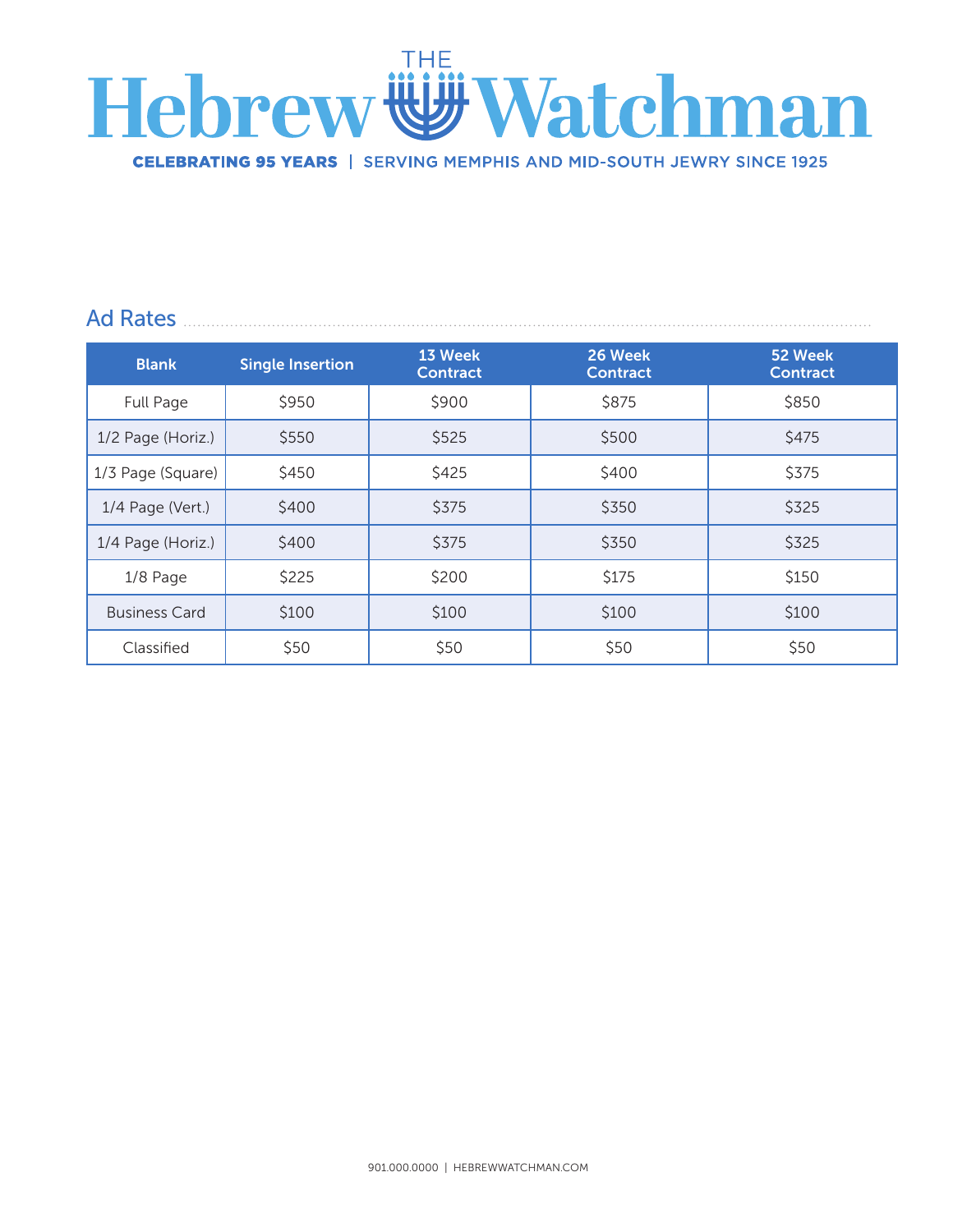# THE Hebrew Watchman

**CELEBRATING 95 YEARS** | SERVING MEMPHIS AND MID-SOUTH JEWRY SINCE 1925

## Ad Rates

| Blank | Single Insertion | 13 Week Contract | 26 Week Contract | 52 Week Contract |
|---|---|---|---|---|
| Full Page | $950 | $900 | $875 | $850 |
| 1/2 Page (Horiz.) | $550 | $525 | $500 | $475 |
| 1/3 Page (Square) | $450 | $425 | $400 | $375 |
| 1/4 Page (Vert.) | $400 | $375 | $350 | $325 |
| 1/4 Page (Horiz.) | $400 | $375 | $350 | $325 |
| 1/8 Page | $225 | $200 | $175 | $150 |
| Business Card | $100 | $100 | $100 | $100 |
| Classified | $50 | $50 | $50 | $50 |

901.000.0000 | HEBREWWATCHMAN.COM